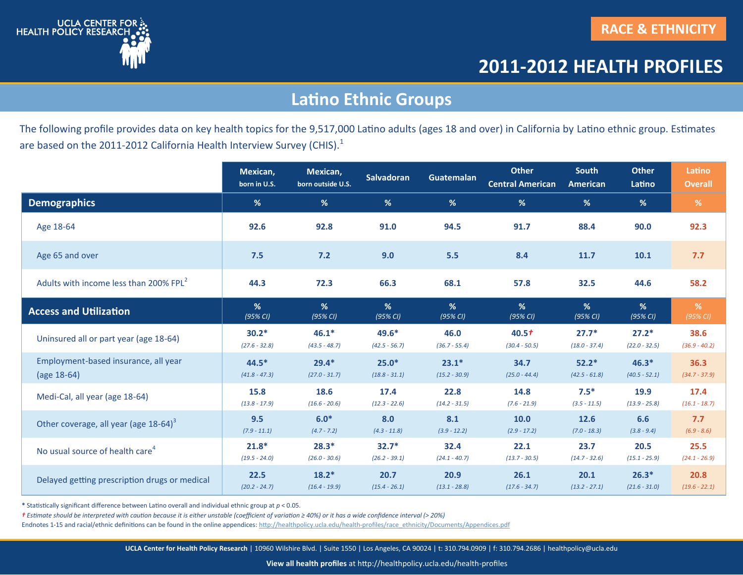RACE & ETHNICITY

# 2011-2012 HEALTH PROFILES

## Latino Ethnic Groups

The following profile provides data on key health topics for the 9,517,000 Latino adults (ages 18 and over) in California by Latino ethnic group. Estimates are based on the 2011-2012 California Health Interview Survey (CHIS).[1]

| | Mexican, born in U.S. | Mexican, born outside U.S. | Salvadoran | Guatemalan | Other Central American | South American | Other Latino | Latino Overall |
|---|---|---|---|---|---|---|---|---|
| **Demographics** | % | % | % | % | % | % | % | % |
| Age 18-64 | 92.6 | 92.8 | 91.0 | 94.5 | 91.7 | 88.4 | 90.0 | 92.3 |
| Age 65 and over | 7.5 | 7.2 | 9.0 | 5.5 | 8.4 | 11.7 | 10.1 | 7.7 |
| Adults with income less than 200% FPL[2] | 44.3 | 72.3 | 66.3 | 68.1 | 57.8 | 32.5 | 44.6 | 58.2 |
| **Access and Utilization** | % (95% CI) | % (95% CI) | % (95% CI) | % (95% CI) | % (95% CI) | % (95% CI) | % (95% CI) | % (95% CI) |
| Uninsured all or part year (age 18-64) | 30.2* (27.6 - 32.8) | 46.1* (43.5 - 48.7) | 49.6* (42.5 - 56.7) | 46.0 (36.7 - 55.4) | 40.5† (30.4 - 50.5) | 27.7* (18.0 - 37.4) | 27.2* (22.0 - 32.5) | 38.6 (36.9 - 40.2) |
| Employment-based insurance, all year (age 18-64) | 44.5* (41.8 - 47.3) | 29.4* (27.0 - 31.7) | 25.0* (18.8 - 31.1) | 23.1* (15.2 - 30.9) | 34.7 (25.0 - 44.4) | 52.2* (42.5 - 61.8) | 46.3* (40.5 - 52.1) | 36.3 (34.7 - 37.9) |
| Medi-Cal, all year (age 18-64) | 15.8 (13.8 - 17.9) | 18.6 (16.6 - 20.6) | 17.4 (12.3 - 22.6) | 22.8 (14.2 - 31.5) | 14.8 (7.6 - 21.9) | 7.5* (3.5 - 11.5) | 19.9 (13.9 - 25.8) | 17.4 (16.1 - 18.7) |
| Other coverage, all year (age 18-64)[3] | 9.5 (7.9 - 11.1) | 6.0* (4.7 - 7.2) | 8.0 (4.3 - 11.8) | 8.1 (3.9 - 12.2) | 10.0 (2.9 - 17.2) | 12.6 (7.0 - 18.3) | 6.6 (3.8 - 9.4) | 7.7 (6.9 - 8.6) |
| No usual source of health care[4] | 21.8* (19.5 - 24.0) | 28.3* (26.0 - 30.6) | 32.7* (26.2 - 39.1) | 32.4 (24.1 - 40.7) | 22.1 (13.7 - 30.5) | 23.7 (14.7 - 32.6) | 20.5 (15.1 - 25.9) | 25.5 (24.1 - 26.9) |
| Delayed getting prescription drugs or medical | 22.5 (20.2 - 24.7) | 18.2* (16.4 - 19.9) | 20.7 (15.4 - 26.1) | 20.9 (13.1 - 28.8) | 26.1 (17.6 - 34.7) | 20.1 (13.2 - 27.1) | 26.3* (21.6 - 31.0) | 20.8 (19.6 - 22.1) |

* Statistically significant difference between Latino overall and individual ethnic group at $p < 0.05$.

*† Estimate should be interpreted with caution because it is either unstable (coefficient of variation ≥ 40%) or it has a wide confidence interval (> 20%)*

Endnotes 1-15 and racial/ethnic definitions can be found in the online appendices: http://healthpolicy.ucla.edu/health-profiles/race_ethnicity/Documents/Appendices.pdf

**UCLA Center for Health Policy Research** | 10960 Wilshire Blvd. | Suite 1550 | Los Angeles, CA 90024 | t: 310.794.0909 | f: 310.794.2686 | healthpolicy@ucla.edu

**View all health profiles** at http://healthpolicy.ucla.edu/health-profiles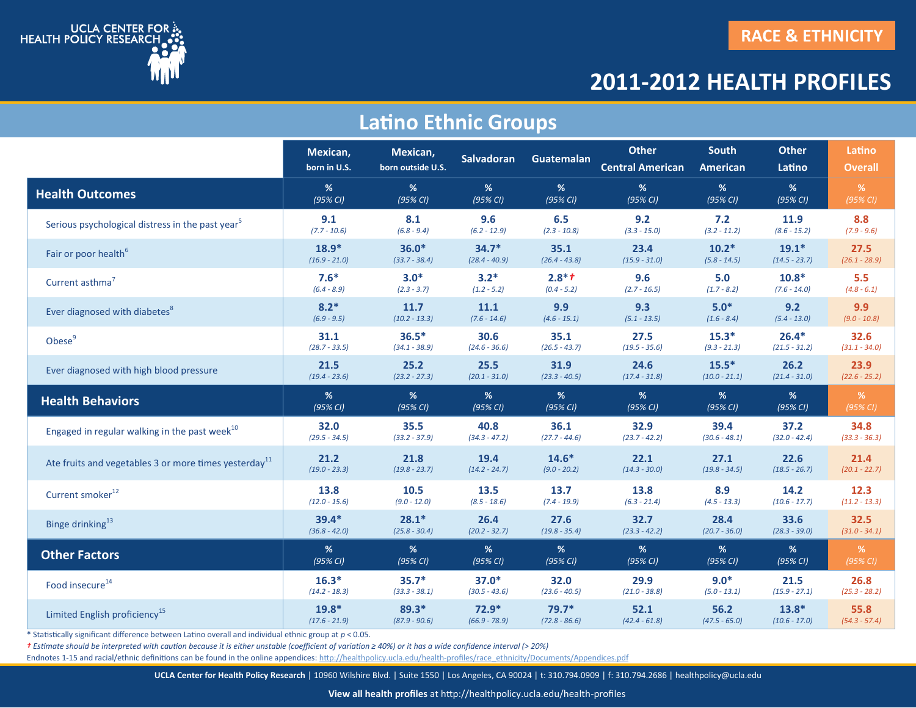UCLA CENTER FOR HEALTH POLICY RESEARCH

RACE & ETHNICITY

# 2011-2012 HEALTH PROFILES

## Latino Ethnic Groups

| | Mexican, born in U.S. | Mexican, born outside U.S. | Salvadoran | Guatemalan | Other Central American | South American | Other Latino | Latino Overall |
|---|---|---|---|---|---|---|---|---|
| **Health Outcomes** | % (95% CI) | % (95% CI) | % (95% CI) | % (95% CI) | % (95% CI) | % (95% CI) | % (95% CI) | % (95% CI) |
| Serious psychological distress in the past year[5] | **9.1** (7.7 - 10.6) | **8.1** (6.8 - 9.4) | **9.6** (6.2 - 12.9) | **6.5** (2.3 - 10.8) | **9.2** (3.3 - 15.0) | **7.2** (3.2 - 11.2) | **11.9** (8.6 - 15.2) | **8.8** (7.9 - 9.6) |
| Fair or poor health[6] | **18.9*** (16.9 - 21.0) | **36.0*** (33.7 - 38.4) | **34.7*** (28.4 - 40.9) | **35.1** (26.4 - 43.8) | **23.4** (15.9 - 31.0) | **10.2*** (5.8 - 14.5) | **19.1*** (14.5 - 23.7) | **27.5** (26.1 - 28.9) |
| Current asthma[7] | **7.6*** (6.4 - 8.9) | **3.0*** (2.3 - 3.7) | **3.2*** (1.2 - 5.2) | **2.8*†** (0.4 - 5.2) | **9.6** (2.7 - 16.5) | **5.0** (1.7 - 8.2) | **10.8*** (7.6 - 14.0) | **5.5** (4.8 - 6.1) |
| Ever diagnosed with diabetes[8] | **8.2*** (6.9 - 9.5) | **11.7** (10.2 - 13.3) | **11.1** (7.6 - 14.6) | **9.9** (4.6 - 15.1) | **9.3** (5.1 - 13.5) | **5.0*** (1.6 - 8.4) | **9.2** (5.4 - 13.0) | **9.9** (9.0 - 10.8) |
| Obese[9] | **31.1** (28.7 - 33.5) | **36.5*** (34.1 - 38.9) | **30.6** (24.6 - 36.6) | **35.1** (26.5 - 43.7) | **27.5** (19.5 - 35.6) | **15.3*** (9.3 - 21.3) | **26.4*** (21.5 - 31.2) | **32.6** (31.1 - 34.0) |
| Ever diagnosed with high blood pressure | **21.5** (19.4 - 23.6) | **25.2** (23.2 - 27.3) | **25.5** (20.1 - 31.0) | **31.9** (23.3 - 40.5) | **24.6** (17.4 - 31.8) | **15.5*** (10.0 - 21.1) | **26.2** (21.4 - 31.0) | **23.9** (22.6 - 25.2) |
| **Health Behaviors** | % (95% CI) | % (95% CI) | % (95% CI) | % (95% CI) | % (95% CI) | % (95% CI) | % (95% CI) | % (95% CI) |
| Engaged in regular walking in the past week[10] | **32.0** (29.5 - 34.5) | **35.5** (33.2 - 37.9) | **40.8** (34.3 - 47.2) | **36.1** (27.7 - 44.6) | **32.9** (23.7 - 42.2) | **39.4** (30.6 - 48.1) | **37.2** (32.0 - 42.4) | **34.8** (33.3 - 36.3) |
| Ate fruits and vegetables 3 or more times yesterday[11] | **21.2** (19.0 - 23.3) | **21.8** (19.8 - 23.7) | **19.4** (14.2 - 24.7) | **14.6*** (9.0 - 20.2) | **22.1** (14.3 - 30.0) | **27.1** (19.8 - 34.5) | **22.6** (18.5 - 26.7) | **21.4** (20.1 - 22.7) |
| Current smoker[12] | **13.8** (12.0 - 15.6) | **10.5** (9.0 - 12.0) | **13.5** (8.5 - 18.6) | **13.7** (7.4 - 19.9) | **13.8** (6.3 - 21.4) | **8.9** (4.5 - 13.3) | **14.2** (10.6 - 17.7) | **12.3** (11.2 - 13.3) |
| Binge drinking[13] | **39.4*** (36.8 - 42.0) | **28.1*** (25.8 - 30.4) | **26.4** (20.2 - 32.7) | **27.6** (19.8 - 35.4) | **32.7** (23.3 - 42.2) | **28.4** (20.7 - 36.0) | **33.6** (28.3 - 39.0) | **32.5** (31.0 - 34.1) |
| **Other Factors** | % (95% CI) | % (95% CI) | % (95% CI) | % (95% CI) | % (95% CI) | % (95% CI) | % (95% CI) | % (95% CI) |
| Food insecure[14] | **16.3*** (14.2 - 18.3) | **35.7*** (33.3 - 38.1) | **37.0*** (30.5 - 43.6) | **32.0** (23.6 - 40.5) | **29.9** (21.0 - 38.8) | **9.0*** (5.0 - 13.1) | **21.5** (15.9 - 27.1) | **26.8** (25.3 - 28.2) |
| Limited English proficiency[15] | **19.8*** (17.6 - 21.9) | **89.3*** (87.9 - 90.6) | **72.9*** (66.9 - 78.9) | **79.7*** (72.8 - 86.6) | **52.1** (42.4 - 61.8) | **56.2** (47.5 - 65.0) | **13.8*** (10.6 - 17.0) | **55.8** (54.3 - 57.4) |

* Statistically significant difference between Latino overall and individual ethnic group at $p < 0.05$.

*† Estimate should be interpreted with caution because it is either unstable (coefficient of variation ≥ 40%) or it has a wide confidence interval (> 20%)*

Endnotes 1-15 and racial/ethnic definitions can be found in the online appendices: http://healthpolicy.ucla.edu/health-profiles/race_ethnicity/Documents/Appendices.pdf

**UCLA Center for Health Policy Research** | 10960 Wilshire Blvd. | Suite 1550 | Los Angeles, CA 90024 | t: 310.794.0909 | f: 310.794.2686 | healthpolicy@ucla.edu

**View all health profiles** at http://healthpolicy.ucla.edu/health-profiles